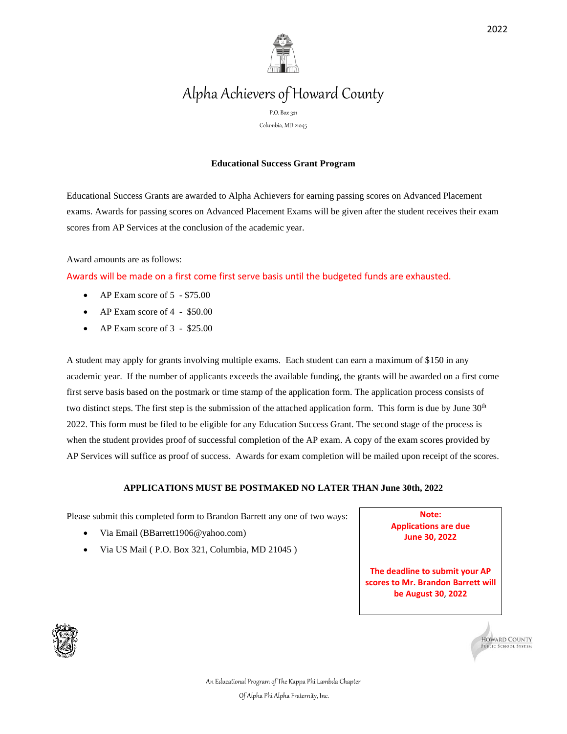2022

# Alpha Achievers of Howard County

P.O. Box 321

Columbia, MD 21045

## Educational Success Grant Program

Educational Success Grants are awarded to Alpha Achievers for earning passing scores on Advanced Placement exams. Awards for passing scores on Advanced Placement Exams will be given after the student receives their exam scores from AP Services at the conclusion of the academic year.

Award amounts are as follows:

Awards will be made on a first come first serve basis until the budgeted funds are exhausted.

- AP Exam score of 5 - $75.00
- AP Exam score of 4 - $50.00
- AP Exam score of 3 - $25.00

A student may apply for grants involving multiple exams. Each student can earn a maximum of $150 in any academic year. If the number of applicants exceeds the available funding, the grants will be awarded on a first come first serve basis based on the postmark or time stamp of the application form. The application process consists of two distinct steps. The first step is the submission of the attached application form. This form is due by June 30th 2022. This form must be filed to be eligible for any Education Success Grant. The second stage of the process is when the student provides proof of successful completion of the AP exam. A copy of the exam scores provided by AP Services will suffice as proof of success. Awards for exam completion will be mailed upon receipt of the scores.

**APPLICATIONS MUST BE POSTMAKED NO LATER THAN June 30th, 2022**

Please submit this completed form to Brandon Barrett any one of two ways:

- Via Email (BBarrett1906@yahoo.com)
- Via US Mail ( P.O. Box 321, Columbia, MD 21045 )

**Note:**
**Applications are due June 30, 2022**

**The deadline to submit your AP scores to Mr. Brandon Barrett will be August 30, 2022**

Howard County Public School System

An Educational Program of The Kappa Phi Lambda Chapter

Of Alpha Phi Alpha Fraternity, Inc.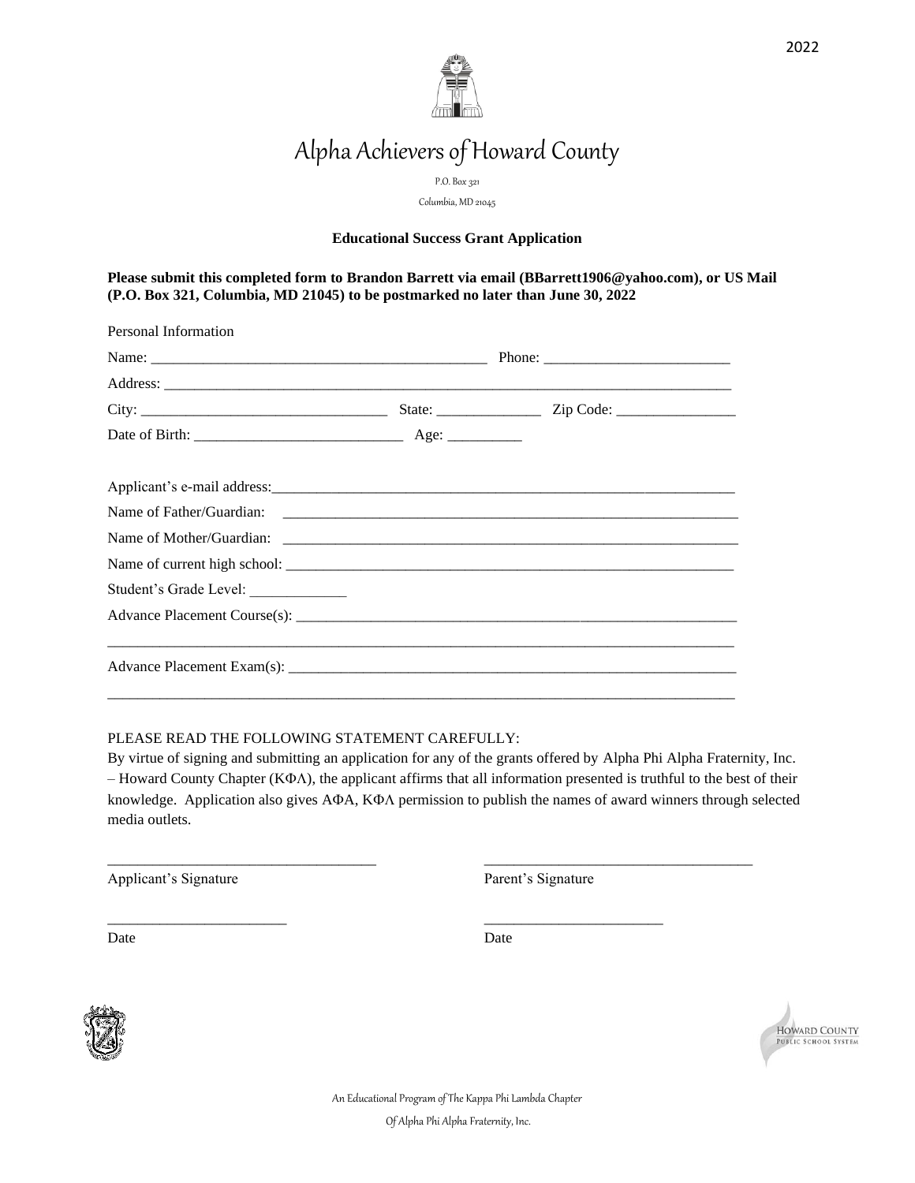2022

# Alpha Achievers of Howard County

P.O. Box 321

Columbia, MD 21045

**Educational Success Grant Application**

**Please submit this completed form to Brandon Barrett via email (BBarrett1906@yahoo.com), or US Mail (P.O. Box 321, Columbia, MD 21045) to be postmarked no later than June 30, 2022**

Personal Information

Name: _____________________________________________ Phone: _________________________

Address: _______________________________________________________________________________

City: _________________________________ State: ______________ Zip Code: ________________

Date of Birth: ____________________________ Age: __________

Applicant's e-mail address:_______________________________________________________________

Name of Father/Guardian: ________________________________________________________________

Name of Mother/Guardian: ________________________________________________________________

Name of current high school: _____________________________________________________________

Student's Grade Level: _____________

Advance Placement Course(s): ____________________________________________________________

_______________________________________________________________________________________

Advance Placement Exam(s): _____________________________________________________________

_______________________________________________________________________________________

PLEASE READ THE FOLLOWING STATEMENT CAREFULLY:

By virtue of signing and submitting an application for any of the grants offered by Alpha Phi Alpha Fraternity, Inc. – Howard County Chapter (ΚΦΛ), the applicant affirms that all information presented is truthful to the best of their knowledge. Application also gives ΑΦΑ, ΚΦΛ permission to publish the names of award winners through selected media outlets.

___________________________________ ___________________________________

Applicant's Signature Parent's Signature

________________________ ________________________

Date Date

HOWARD COUNTY PUBLIC SCHOOL SYSTEM

An Educational Program of The Kappa Phi Lambda Chapter

Of Alpha Phi Alpha Fraternity, Inc.